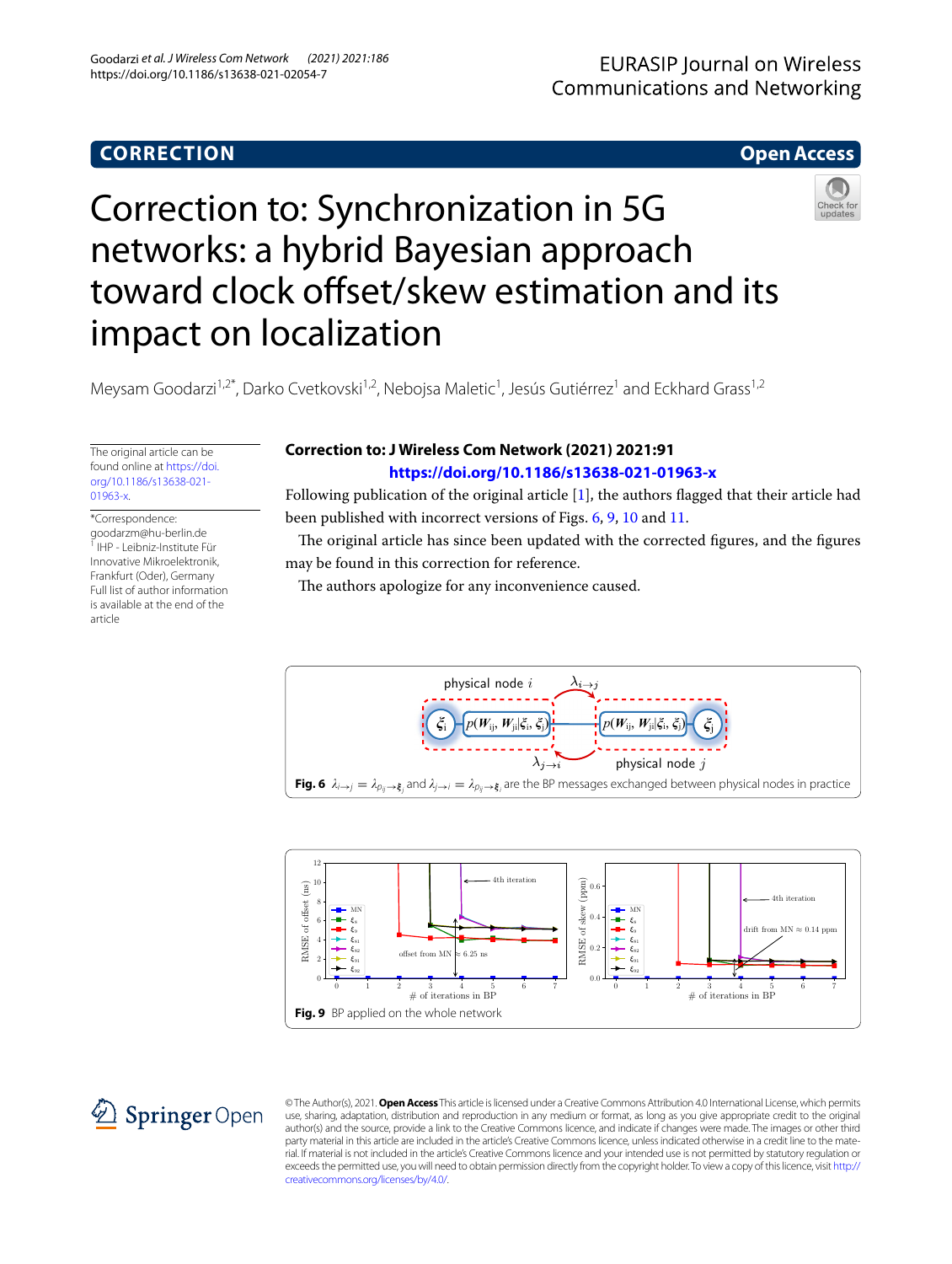CORRECTION

Open Access

# Correction to: Synchronization in 5G networks: a hybrid Bayesian approach toward clock offset/skew estimation and its impact on localization

Meysam Goodarzi[1,2*], Darko Cvetkovski[1,2], Nebojsa Maletic[1], Jesús Gutiérrez[1] and Eckhard Grass[1,2]

The original article can be found online at https://doi.org/10.1186/s13638-021-01963-x.

*Correspondence: goodarzm@hu-berlin.de
[1] IHP - Leibniz-Institute Für Innovative Mikroelektronik, Frankfurt (Oder), Germany
Full list of author information is available at the end of the article

**Correction to: J Wireless Com Network (2021) 2021:91**
**https://doi.org/10.1186/s13638-021-01963-x**

Following publication of the original article [1], the authors flagged that their article had been published with incorrect versions of Figs. 6, 9, 10 and 11.

The original article has since been updated with the corrected figures, and the figures may be found in this correction for reference.

The authors apologize for any inconvenience caused.

**Fig. 6** $\lambda_{i\to j} = \lambda_{p_{ij}\to \xi_j}$ and $\lambda_{j\to i} = \lambda_{p_{ij}\to \xi_i}$ are the BP messages exchanged between physical nodes in practice

**Fig. 9** BP applied on the whole network

© The Author(s), 2021. **Open Access** This article is licensed under a Creative Commons Attribution 4.0 International License, which permits use, sharing, adaptation, distribution and reproduction in any medium or format, as long as you give appropriate credit to the original author(s) and the source, provide a link to the Creative Commons licence, and indicate if changes were made. The images or other third party material in this article are included in the article's Creative Commons licence, unless indicated otherwise in a credit line to the material. If material is not included in the article's Creative Commons licence and your intended use is not permitted by statutory regulation or exceeds the permitted use, you will need to obtain permission directly from the copyright holder. To view a copy of this licence, visit http://creativecommons.org/licenses/by/4.0/.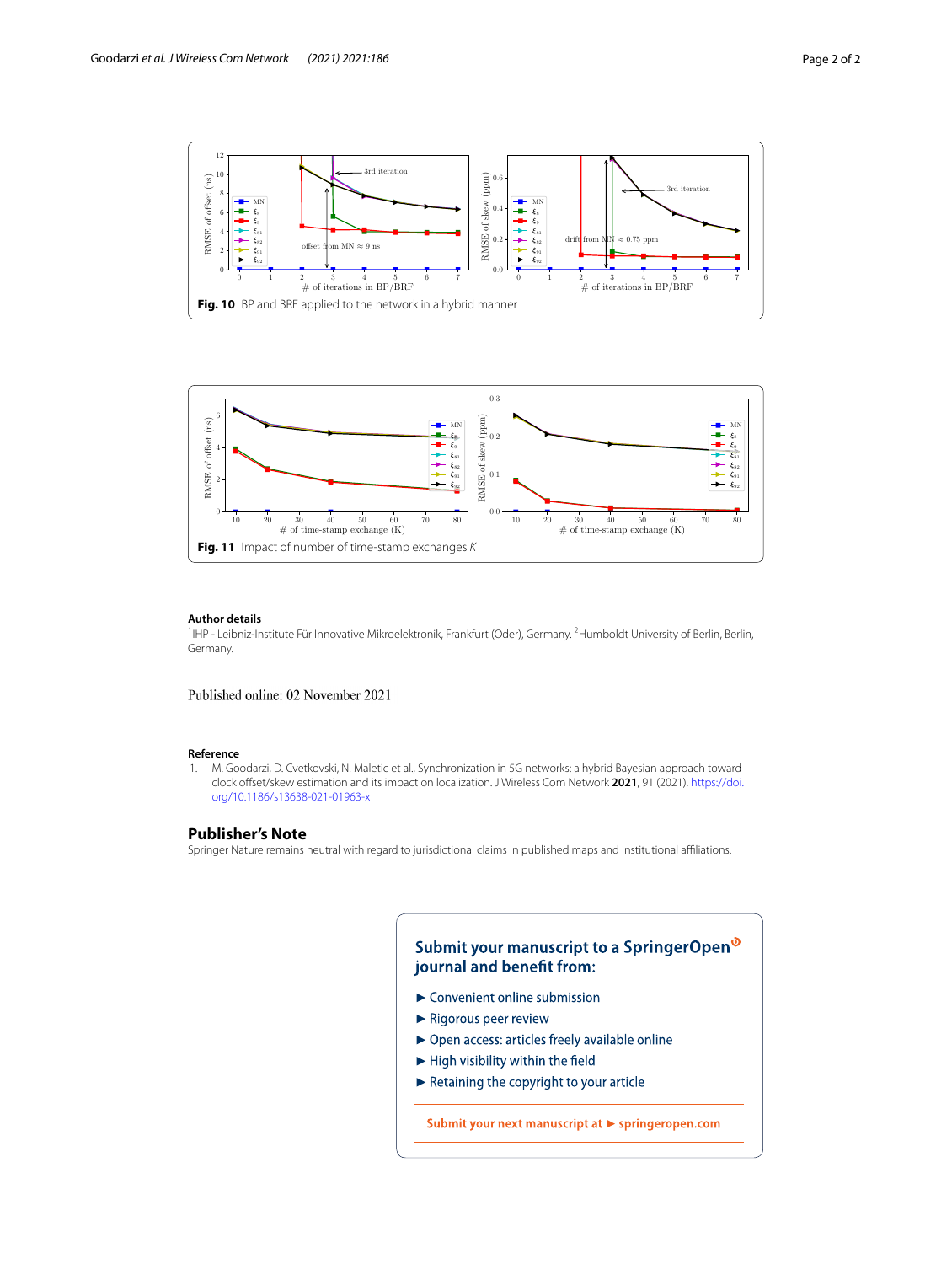12
10
8
6
4
2
0
RMSE of offset (ns)
0 1 2 3 4 5 6 7
# of iterations in BP/BRF
3rd iteration
offset from MN ≈ 9 ns
MN
$\xi_8$
$\xi_9$
$\xi_{81}$
$\xi_{82}$
$\xi_{91}$
$\xi_{92}$

0.6
0.4
0.2
0.0
RMSE of skew (ppm)
0 1 2 3 4 5 6 7
# of iterations in BP/BRF
3rd iteration
drift from MN ≈ 0.75 ppm
MN
$\xi_8$
$\xi_9$
$\xi_{81}$
$\xi_{82}$
$\xi_{91}$
$\xi_{92}$

**Fig. 10** BP and BRF applied to the network in a hybrid manner

6
4
2
0
RMSE of offset (ns)
10 20 30 40 50 60 70 80
# of time-stamp exchange (K)
MN
$\xi_8$
$\xi_9$
$\xi_{81}$
$\xi_{82}$
$\xi_{91}$
$\xi_{92}$

0.3
0.2
0.1
0.0
RMSE of skew (ppm)
10 20 30 40 50 60 70 80
# of time-stamp exchange (K)
MN
$\xi_8$
$\xi_9$
$\xi_{81}$
$\xi_{82}$
$\xi_{91}$
$\xi_{92}$

**Fig. 11** Impact of number of time-stamp exchanges *K*

**Author details**

[1]IHP - Leibniz-Institute Für Innovative Mikroelektronik, Frankfurt (Oder), Germany. [2]Humboldt University of Berlin, Berlin, Germany.

Published online: 02 November 2021

**Reference**

1. M. Goodarzi, D. Cvetkovski, N. Maletic et al., Synchronization in 5G networks: a hybrid Bayesian approach toward clock offset/skew estimation and its impact on localization. J Wireless Com Network **2021**, 91 (2021). https://doi.org/10.1186/s13638-021-01963-x

## Publisher's Note

Springer Nature remains neutral with regard to jurisdictional claims in published maps and institutional affiliations.

**Submit your manuscript to a SpringerOpen journal and benefit from:**

- Convenient online submission
- Rigorous peer review
- Open access: articles freely available online
- High visibility within the field
- Retaining the copyright to your article

**Submit your next manuscript at ► springeropen.com**